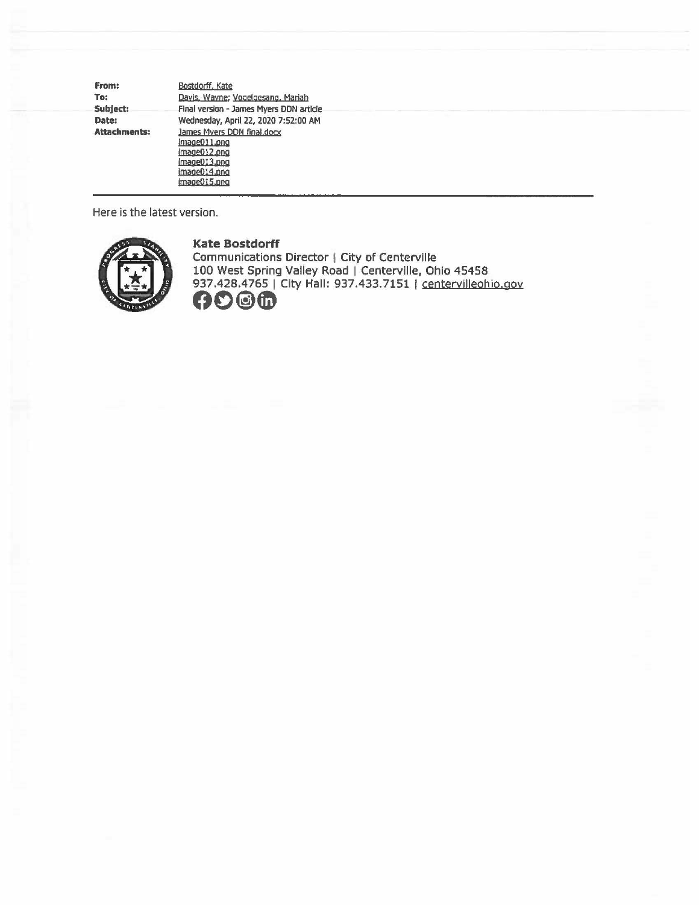| | |
|---|---|
| **From:** | Bostdorff, Kate |
| **To:** | Davis, Wayne; Vogelgesang, Mariah |
| **Subject:** | Final version - James Myers DDN article |
| **Date:** | Wednesday, April 22, 2020 7:52:00 AM |
| **Attachments:** | James Myers DDN final.docx<br>image011.png<br>image012.png<br>image013.png<br>image014.png<br>image015.png |

Here is the latest version.

**Kate Bostdorff**
Communications Director | City of Centerville
100 West Spring Valley Road | Centerville, Ohio 45458
937.428.4765 | City Hall: 937.433.7151 | centervilleohio.gov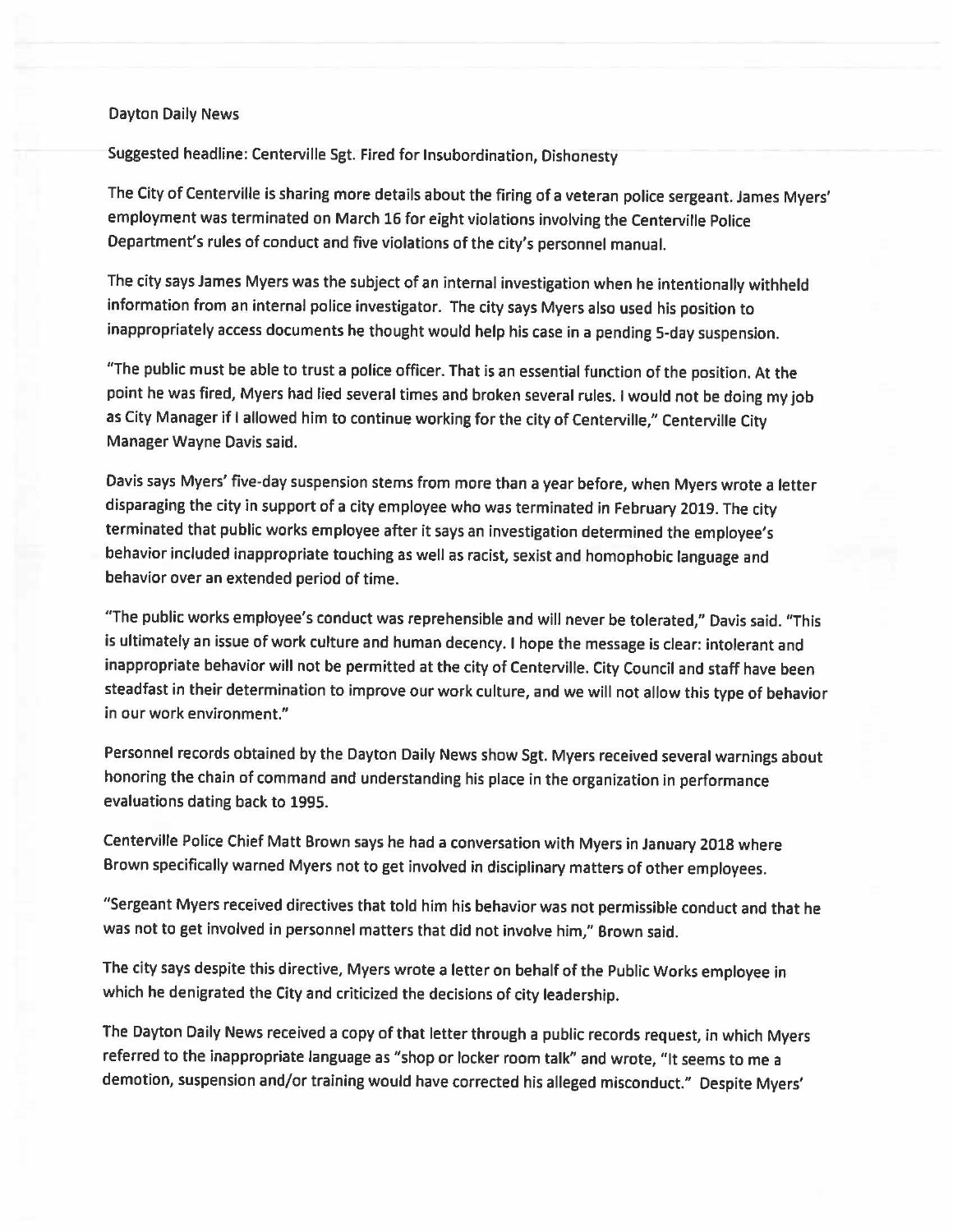Dayton Daily News

Suggested headline: Centerville Sgt. Fired for Insubordination, Dishonesty

The City of Centerville is sharing more details about the firing of a veteran police sergeant. James Myers' employment was terminated on March 16 for eight violations involving the Centerville Police Department's rules of conduct and five violations of the city's personnel manual.

The city says James Myers was the subject of an internal investigation when he intentionally withheld information from an internal police investigator. The city says Myers also used his position to inappropriately access documents he thought would help his case in a pending 5-day suspension.

"The public must be able to trust a police officer. That is an essential function of the position. At the point he was fired, Myers had lied several times and broken several rules. I would not be doing my job as City Manager if I allowed him to continue working for the city of Centerville," Centerville City Manager Wayne Davis said.

Davis says Myers' five-day suspension stems from more than a year before, when Myers wrote a letter disparaging the city in support of a city employee who was terminated in February 2019. The city terminated that public works employee after it says an investigation determined the employee's behavior included inappropriate touching as well as racist, sexist and homophobic language and behavior over an extended period of time.

"The public works employee's conduct was reprehensible and will never be tolerated," Davis said. "This is ultimately an issue of work culture and human decency. I hope the message is clear: intolerant and inappropriate behavior will not be permitted at the city of Centerville. City Council and staff have been steadfast in their determination to improve our work culture, and we will not allow this type of behavior in our work environment."

Personnel records obtained by the Dayton Daily News show Sgt. Myers received several warnings about honoring the chain of command and understanding his place in the organization in performance evaluations dating back to 1995.

Centerville Police Chief Matt Brown says he had a conversation with Myers in January 2018 where Brown specifically warned Myers not to get involved in disciplinary matters of other employees.

"Sergeant Myers received directives that told him his behavior was not permissible conduct and that he was not to get involved in personnel matters that did not involve him," Brown said.

The city says despite this directive, Myers wrote a letter on behalf of the Public Works employee in which he denigrated the City and criticized the decisions of city leadership.

The Dayton Daily News received a copy of that letter through a public records request, in which Myers referred to the inappropriate language as "shop or locker room talk" and wrote, "It seems to me a demotion, suspension and/or training would have corrected his alleged misconduct." Despite Myers'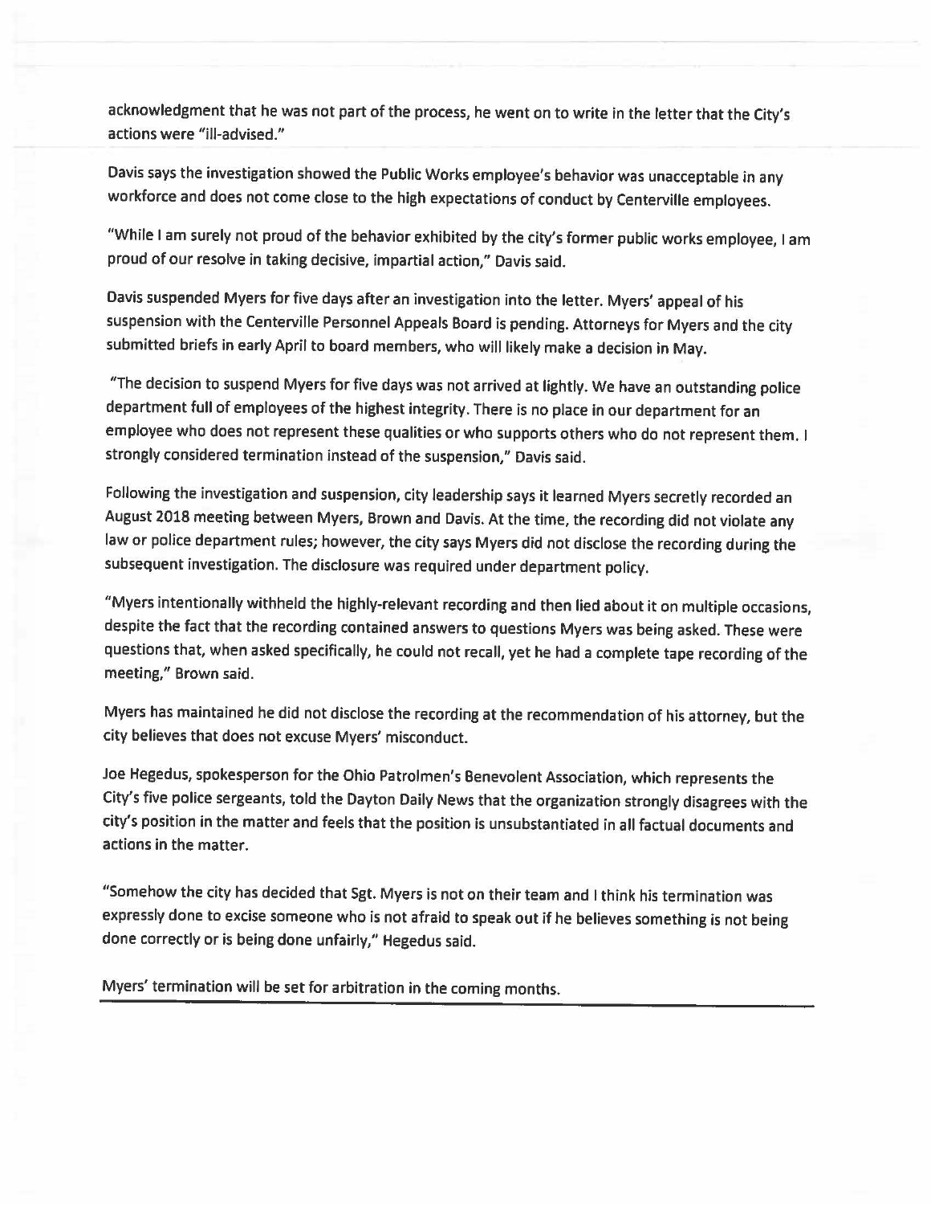acknowledgment that he was not part of the process, he went on to write in the letter that the City's actions were "ill-advised."

Davis says the investigation showed the Public Works employee's behavior was unacceptable in any workforce and does not come close to the high expectations of conduct by Centerville employees.

"While I am surely not proud of the behavior exhibited by the city's former public works employee, I am proud of our resolve in taking decisive, impartial action," Davis said.

Davis suspended Myers for five days after an investigation into the letter. Myers' appeal of his suspension with the Centerville Personnel Appeals Board is pending. Attorneys for Myers and the city submitted briefs in early April to board members, who will likely make a decision in May.

"The decision to suspend Myers for five days was not arrived at lightly. We have an outstanding police department full of employees of the highest integrity. There is no place in our department for an employee who does not represent these qualities or who supports others who do not represent them. I strongly considered termination instead of the suspension," Davis said.

Following the investigation and suspension, city leadership says it learned Myers secretly recorded an August 2018 meeting between Myers, Brown and Davis. At the time, the recording did not violate any law or police department rules; however, the city says Myers did not disclose the recording during the subsequent investigation. The disclosure was required under department policy.

"Myers intentionally withheld the highly-relevant recording and then lied about it on multiple occasions, despite the fact that the recording contained answers to questions Myers was being asked. These were questions that, when asked specifically, he could not recall, yet he had a complete tape recording of the meeting," Brown said.

Myers has maintained he did not disclose the recording at the recommendation of his attorney, but the city believes that does not excuse Myers' misconduct.

Joe Hegedus, spokesperson for the Ohio Patrolmen's Benevolent Association, which represents the City's five police sergeants, told the Dayton Daily News that the organization strongly disagrees with the city's position in the matter and feels that the position is unsubstantiated in all factual documents and actions in the matter.

"Somehow the city has decided that Sgt. Myers is not on their team and I think his termination was expressly done to excise someone who is not afraid to speak out if he believes something is not being done correctly or is being done unfairly," Hegedus said.

Myers' termination will be set for arbitration in the coming months.